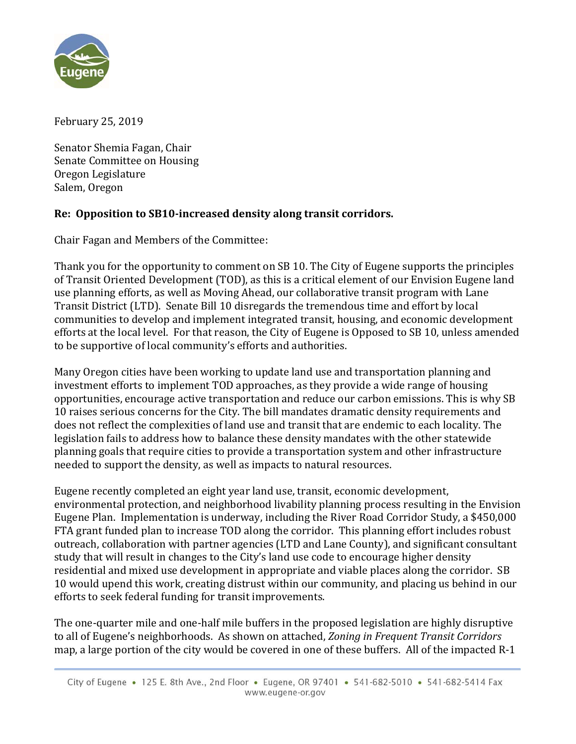February 25, 2019

Senator Shemia Fagan, Chair
Senate Committee on Housing
Oregon Legislature
Salem, Oregon

**Re: Opposition to SB10-increased density along transit corridors.**

Chair Fagan and Members of the Committee:

Thank you for the opportunity to comment on SB 10. The City of Eugene supports the principles of Transit Oriented Development (TOD), as this is a critical element of our Envision Eugene land use planning efforts, as well as Moving Ahead, our collaborative transit program with Lane Transit District (LTD). Senate Bill 10 disregards the tremendous time and effort by local communities to develop and implement integrated transit, housing, and economic development efforts at the local level. For that reason, the City of Eugene is Opposed to SB 10, unless amended to be supportive of local community's efforts and authorities.

Many Oregon cities have been working to update land use and transportation planning and investment efforts to implement TOD approaches, as they provide a wide range of housing opportunities, encourage active transportation and reduce our carbon emissions. This is why SB 10 raises serious concerns for the City. The bill mandates dramatic density requirements and does not reflect the complexities of land use and transit that are endemic to each locality. The legislation fails to address how to balance these density mandates with the other statewide planning goals that require cities to provide a transportation system and other infrastructure needed to support the density, as well as impacts to natural resources.

Eugene recently completed an eight year land use, transit, economic development, environmental protection, and neighborhood livability planning process resulting in the Envision Eugene Plan. Implementation is underway, including the River Road Corridor Study, a $450,000 FTA grant funded plan to increase TOD along the corridor. This planning effort includes robust outreach, collaboration with partner agencies (LTD and Lane County), and significant consultant study that will result in changes to the City's land use code to encourage higher density residential and mixed use development in appropriate and viable places along the corridor. SB 10 would upend this work, creating distrust within our community, and placing us behind in our efforts to seek federal funding for transit improvements.

The one-quarter mile and one-half mile buffers in the proposed legislation are highly disruptive to all of Eugene's neighborhoods. As shown on attached, *Zoning in Frequent Transit Corridors* map, a large portion of the city would be covered in one of these buffers. All of the impacted R-1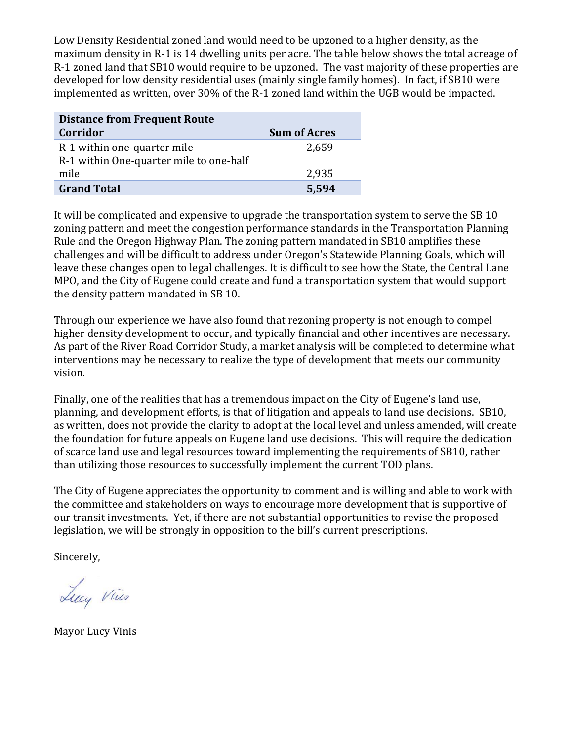Low Density Residential zoned land would need to be upzoned to a higher density, as the maximum density in R-1 is 14 dwelling units per acre. The table below shows the total acreage of R-1 zoned land that SB10 would require to be upzoned. The vast majority of these properties are developed for low density residential uses (mainly single family homes). In fact, if SB10 were implemented as written, over 30% of the R-1 zoned land within the UGB would be impacted.

| Distance from Frequent Route Corridor | Sum of Acres |
|---|---|
| R-1 within one-quarter mile | 2,659 |
| R-1 within One-quarter mile to one-half mile | 2,935 |
| **Grand Total** | **5,594** |

It will be complicated and expensive to upgrade the transportation system to serve the SB 10 zoning pattern and meet the congestion performance standards in the Transportation Planning Rule and the Oregon Highway Plan. The zoning pattern mandated in SB10 amplifies these challenges and will be difficult to address under Oregon's Statewide Planning Goals, which will leave these changes open to legal challenges. It is difficult to see how the State, the Central Lane MPO, and the City of Eugene could create and fund a transportation system that would support the density pattern mandated in SB 10.

Through our experience we have also found that rezoning property is not enough to compel higher density development to occur, and typically financial and other incentives are necessary. As part of the River Road Corridor Study, a market analysis will be completed to determine what interventions may be necessary to realize the type of development that meets our community vision.

Finally, one of the realities that has a tremendous impact on the City of Eugene's land use, planning, and development efforts, is that of litigation and appeals to land use decisions. SB10, as written, does not provide the clarity to adopt at the local level and unless amended, will create the foundation for future appeals on Eugene land use decisions. This will require the dedication of scarce land use and legal resources toward implementing the requirements of SB10, rather than utilizing those resources to successfully implement the current TOD plans.

The City of Eugene appreciates the opportunity to comment and is willing and able to work with the committee and stakeholders on ways to encourage more development that is supportive of our transit investments. Yet, if there are not substantial opportunities to revise the proposed legislation, we will be strongly in opposition to the bill's current prescriptions.

Sincerely,

Lucy Vinis

Mayor Lucy Vinis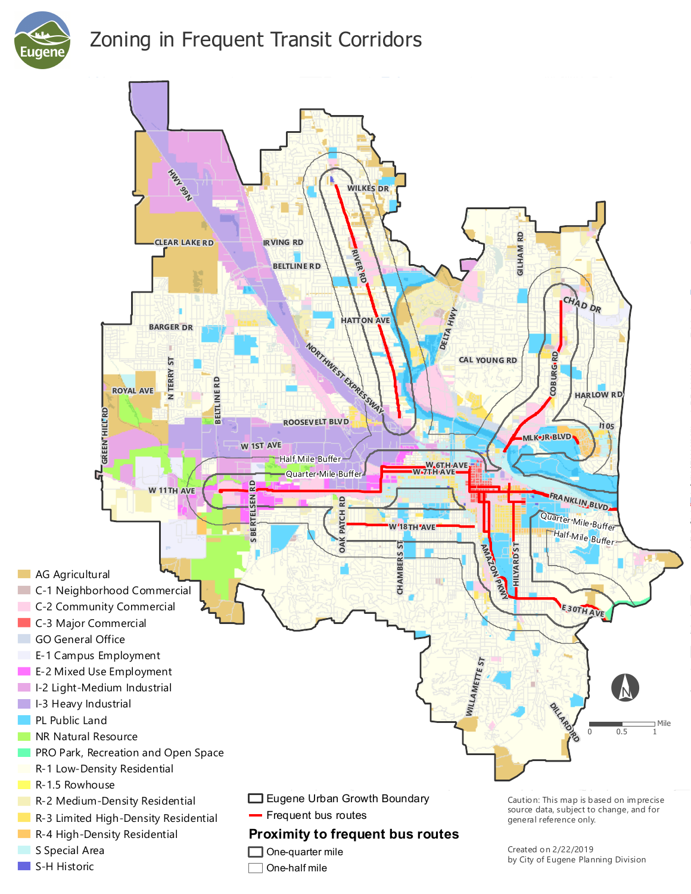# Zoning in Frequent Transit Corridors

Eugene

HWY 99N
CLEAR LAKE RD
IRVING RD
BELTLINE RD
WILKES DR
RIVER RD
HATTON AVE
DELTA HWY
GILHAM RD
CHAD DR
BARGER DR
NORTHWEST EXPRESSWAY
CAL YOUNG RD
COBURG RD
HARLOW RD
N TERRY ST
ROYAL AVE
BELTLINE RD
GREEN HILL RD
ROOSEVELT BLVD
I 105
MLK JR BLVD
W 1ST AVE
Half Mile Buffer
Quarter Mile Buffer
W 6TH AVE
W 7TH AVE
W 11TH AVE
S BERTELSEN RD
OAK PATCH RD
W 18TH AVE
FRANKLIN BLVD
Quarter Mile Buffer
Half-Mile Buffer
CHAMBERS ST
AMAZON PKWY
HILYARD ST
E 30TH AVE
WILLAMETTE ST
DILLARD RD

Mile
0 0.5 1

N

- AG Agricultural
- C-1 Neighborhood Commercial
- C-2 Community Commercial
- C-3 Major Commercial
- GO General Office
- E-1 Campus Employment
- E-2 Mixed Use Employment
- I-2 Light-Medium Industrial
- I-3 Heavy Industrial
- PL Public Land
- NR Natural Resource
- PRO Park, Recreation and Open Space
- R-1 Low-Density Residential
- R-1.5 Rowhouse
- R-2 Medium-Density Residential
- R-3 Limited High-Density Residential
- R-4 High-Density Residential
- S Special Area
- S-H Historic

- Eugene Urban Growth Boundary
- Frequent bus routes

**Proximity to frequent bus routes**

- One-quarter mile
- One-half mile

Caution: This map is based on imprecise source data, subject to change, and for general reference only.

Created on 2/22/2019
by City of Eugene Planning Division